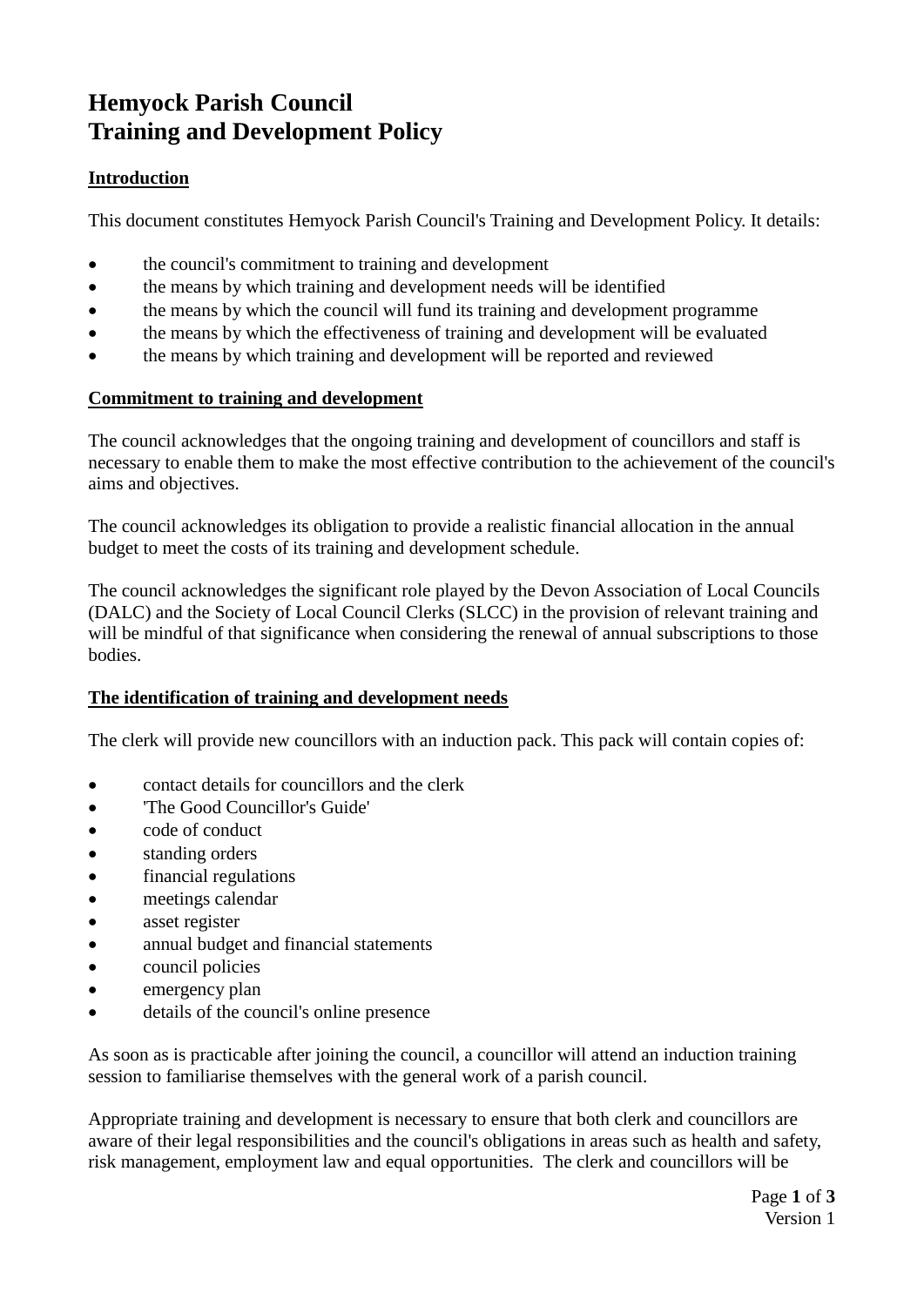# Hemyock Parish Council
# Training and Development Policy

**Introduction**

This document constitutes Hemyock Parish Council's Training and Development Policy. It details:

- the council's commitment to training and development
- the means by which training and development needs will be identified
- the means by which the council will fund its training and development programme
- the means by which the effectiveness of training and development will be evaluated
- the means by which training and development will be reported and reviewed

**Commitment to training and development**

The council acknowledges that the ongoing training and development of councillors and staff is necessary to enable them to make the most effective contribution to the achievement of the council's aims and objectives.

The council acknowledges its obligation to provide a realistic financial allocation in the annual budget to meet the costs of its training and development schedule.

The council acknowledges the significant role played by the Devon Association of Local Councils (DALC) and the Society of Local Council Clerks (SLCC) in the provision of relevant training and will be mindful of that significance when considering the renewal of annual subscriptions to those bodies.

**The identification of training and development needs**

The clerk will provide new councillors with an induction pack. This pack will contain copies of:

- contact details for councillors and the clerk
- 'The Good Councillor's Guide'
- code of conduct
- standing orders
- financial regulations
- meetings calendar
- asset register
- annual budget and financial statements
- council policies
- emergency plan
- details of the council's online presence

As soon as is practicable after joining the council, a councillor will attend an induction training session to familiarise themselves with the general work of a parish council.

Appropriate training and development is necessary to ensure that both clerk and councillors are aware of their legal responsibilities and the council's obligations in areas such as health and safety, risk management, employment law and equal opportunities. The clerk and councillors will be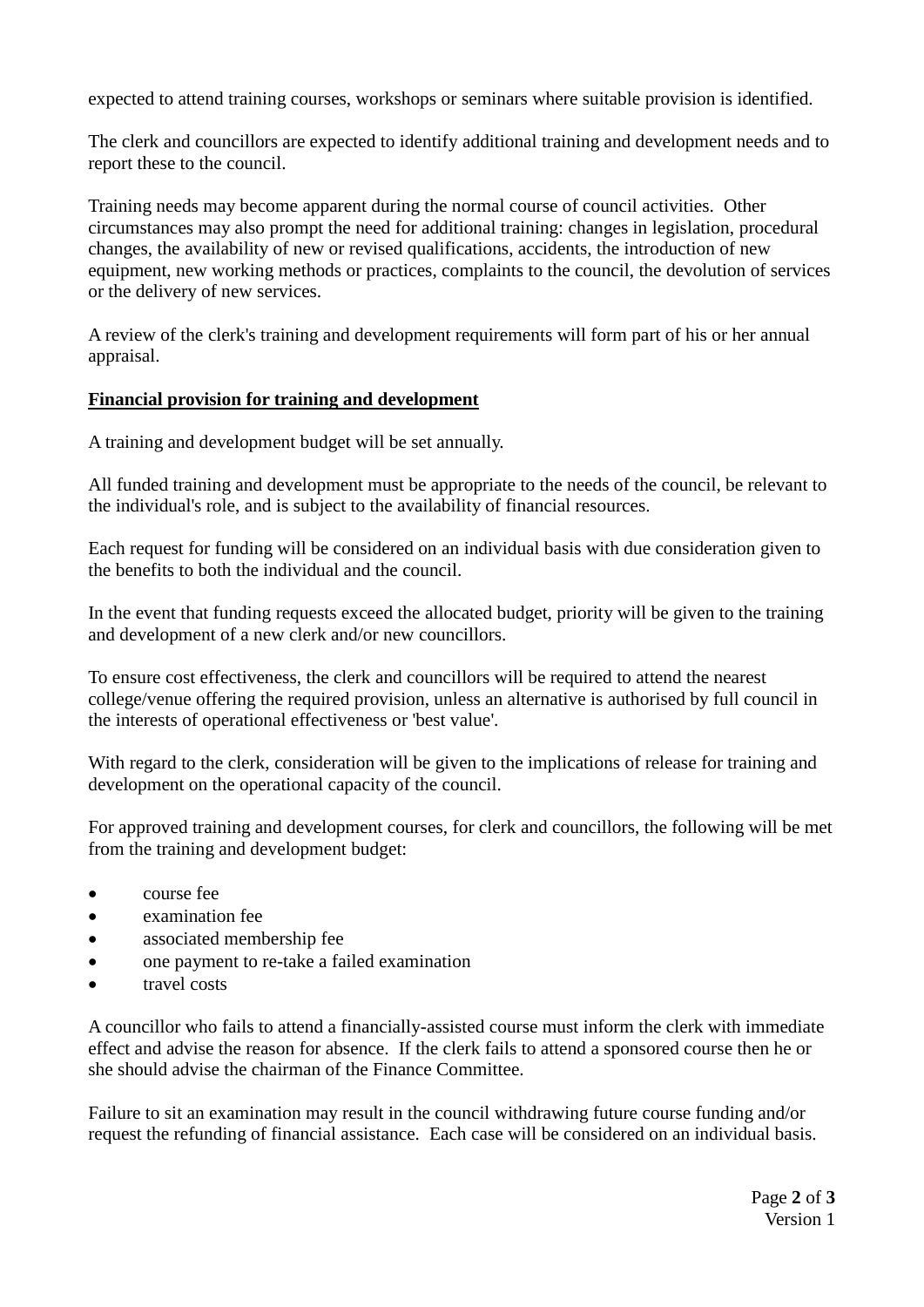expected to attend training courses, workshops or seminars where suitable provision is identified.

The clerk and councillors are expected to identify additional training and development needs and to report these to the council.

Training needs may become apparent during the normal course of council activities.  Other circumstances may also prompt the need for additional training: changes in legislation, procedural changes, the availability of new or revised qualifications, accidents, the introduction of new equipment, new working methods or practices, complaints to the council, the devolution of services or the delivery of new services.

A review of the clerk's training and development requirements will form part of his or her annual appraisal.

**Financial provision for training and development**

A training and development budget will be set annually.

All funded training and development must be appropriate to the needs of the council, be relevant to the individual's role, and is subject to the availability of financial resources.

Each request for funding will be considered on an individual basis with due consideration given to the benefits to both the individual and the council.

In the event that funding requests exceed the allocated budget, priority will be given to the training and development of a new clerk and/or new councillors.

To ensure cost effectiveness, the clerk and councillors will be required to attend the nearest college/venue offering the required provision, unless an alternative is authorised by full council in the interests of operational effectiveness or 'best value'.

With regard to the clerk, consideration will be given to the implications of release for training and development on the operational capacity of the council.

For approved training and development courses, for clerk and councillors, the following will be met from the training and development budget:

- course fee
- examination fee
- associated membership fee
- one payment to re-take a failed examination
- travel costs

A councillor who fails to attend a financially-assisted course must inform the clerk with immediate effect and advise the reason for absence.  If the clerk fails to attend a sponsored course then he or she should advise the chairman of the Finance Committee.

Failure to sit an examination may result in the council withdrawing future course funding and/or request the refunding of financial assistance.  Each case will be considered on an individual basis.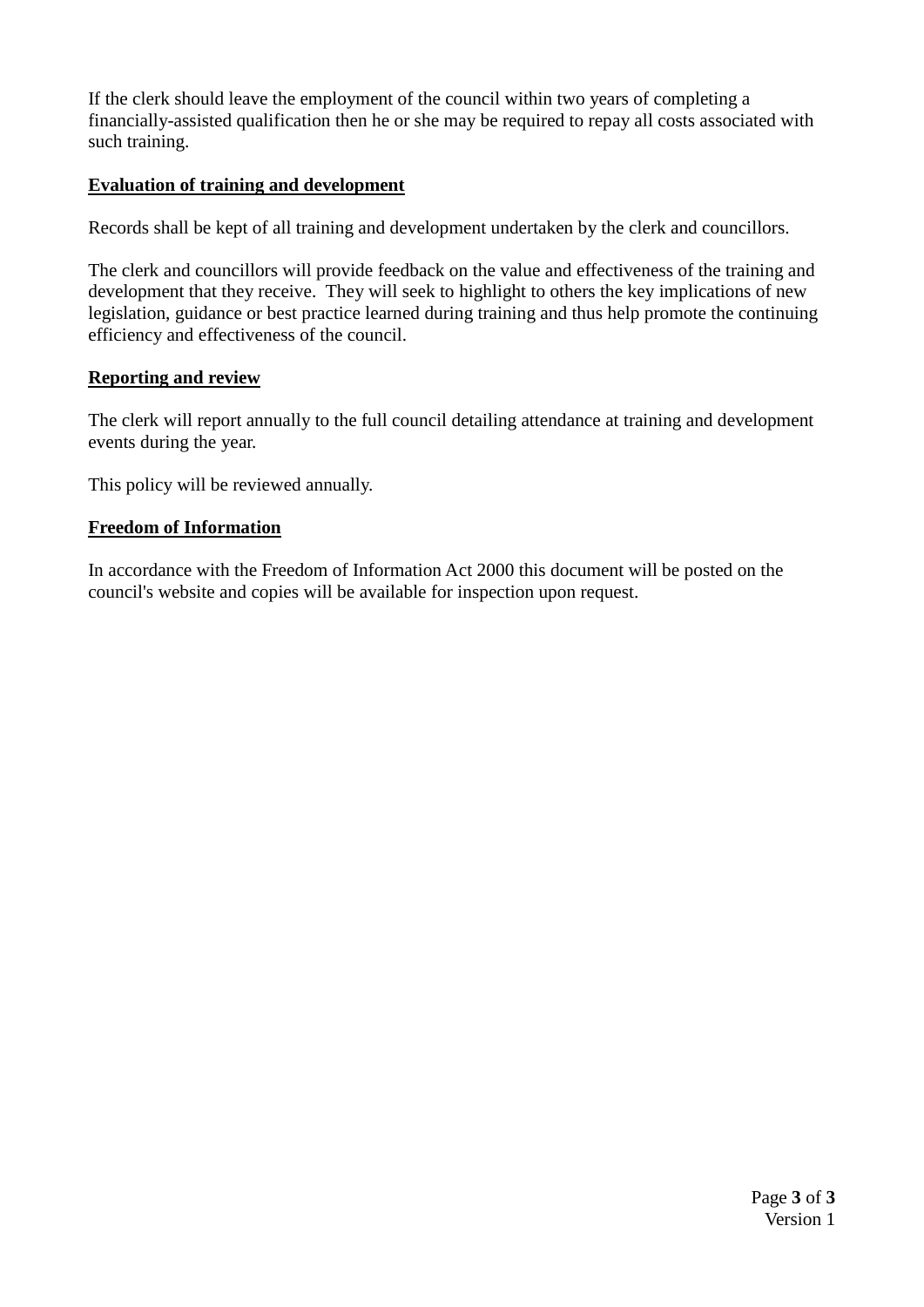If the clerk should leave the employment of the council within two years of completing a financially-assisted qualification then he or she may be required to repay all costs associated with such training.

## Evaluation of training and development

Records shall be kept of all training and development undertaken by the clerk and councillors.

The clerk and councillors will provide feedback on the value and effectiveness of the training and development that they receive. They will seek to highlight to others the key implications of new legislation, guidance or best practice learned during training and thus help promote the continuing efficiency and effectiveness of the council.

## Reporting and review

The clerk will report annually to the full council detailing attendance at training and development events during the year.

This policy will be reviewed annually.

## Freedom of Information

In accordance with the Freedom of Information Act 2000 this document will be posted on the council's website and copies will be available for inspection upon request.